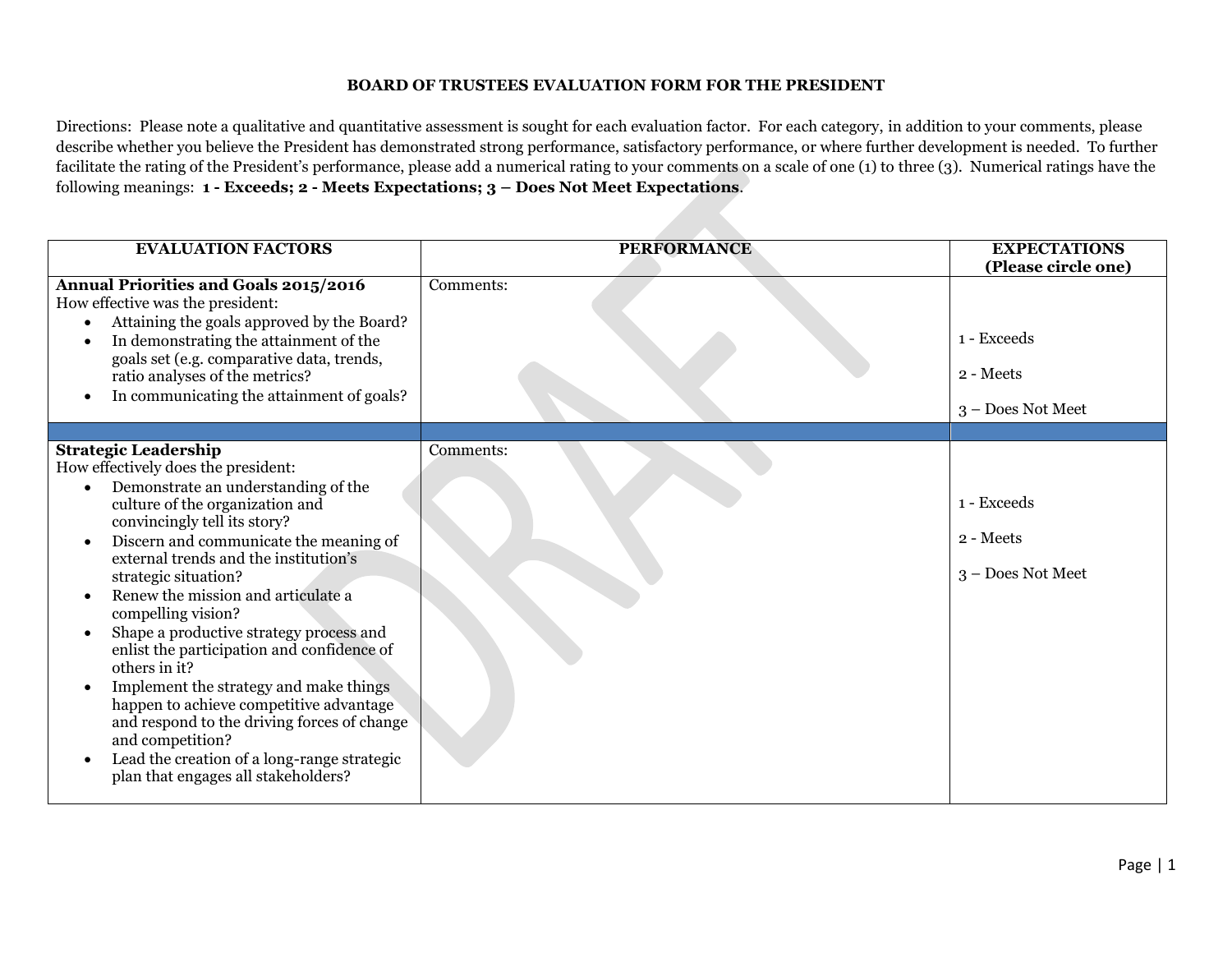# BOARD OF TRUSTEES EVALUATION FORM FOR THE PRESIDENT

Directions: Please note a qualitative and quantitative assessment is sought for each evaluation factor. For each category, in addition to your comments, please describe whether you believe the President has demonstrated strong performance, satisfactory performance, or where further development is needed. To further facilitate the rating of the President's performance, please add a numerical rating to your comments on a scale of one (1) to three (3). Numerical ratings have the following meanings: **1 - Exceeds; 2 - Meets Expectations; 3 – Does Not Meet Expectations**.

| EVALUATION FACTORS | PERFORMANCE | EXPECTATIONS (Please circle one) |
|---|---|---|
| **Annual Priorities and Goals 2015/2016**<br>How effective was the president:<br>• Attaining the goals approved by the Board?<br>• In demonstrating the attainment of the goals set (e.g. comparative data, trends, ratio analyses of the metrics?<br>• In communicating the attainment of goals? | Comments: | 1 - Exceeds<br>2 - Meets<br>3 – Does Not Meet |
| | | |
| **Strategic Leadership**<br>How effectively does the president:<br>• Demonstrate an understanding of the culture of the organization and convincingly tell its story?<br>• Discern and communicate the meaning of external trends and the institution's strategic situation?<br>• Renew the mission and articulate a compelling vision?<br>• Shape a productive strategy process and enlist the participation and confidence of others in it?<br>• Implement the strategy and make things happen to achieve competitive advantage and respond to the driving forces of change and competition?<br>• Lead the creation of a long-range strategic plan that engages all stakeholders? | Comments: | 1 - Exceeds<br>2 - Meets<br>3 – Does Not Meet |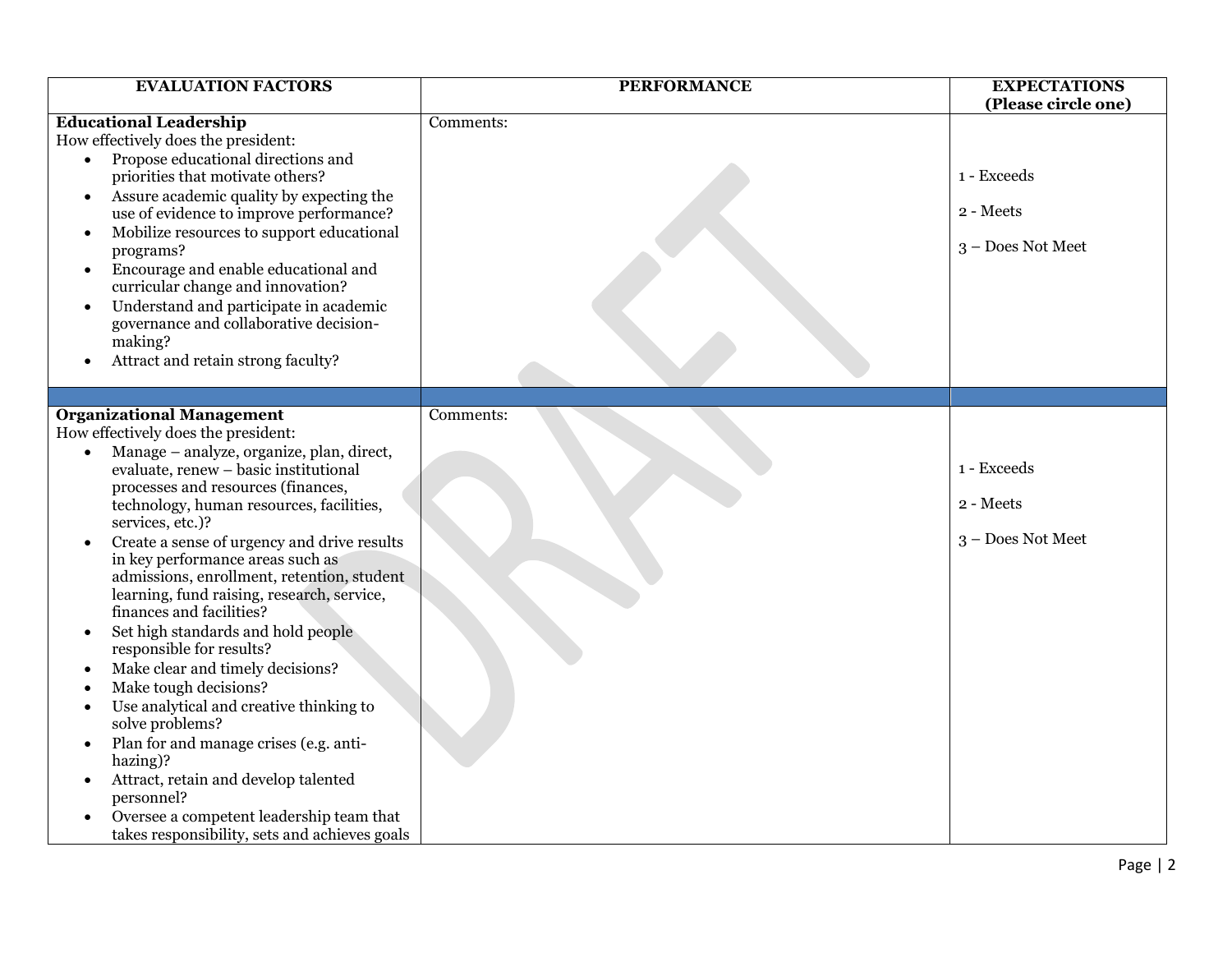| EVALUATION FACTORS | PERFORMANCE | EXPECTATIONS (Please circle one) |
|---|---|---|
| **Educational Leadership**<br>How effectively does the president:<br>• Propose educational directions and priorities that motivate others?<br>• Assure academic quality by expecting the use of evidence to improve performance?<br>• Mobilize resources to support educational programs?<br>• Encourage and enable educational and curricular change and innovation?<br>• Understand and participate in academic governance and collaborative decision-making?<br>• Attract and retain strong faculty? | Comments: | 1 - Exceeds<br>2 - Meets<br>3 – Does Not Meet |
| | | |
| **Organizational Management**<br>How effectively does the president:<br>• Manage – analyze, organize, plan, direct, evaluate, renew – basic institutional processes and resources (finances, technology, human resources, facilities, services, etc.)?<br>• Create a sense of urgency and drive results in key performance areas such as admissions, enrollment, retention, student learning, fund raising, research, service, finances and facilities?<br>• Set high standards and hold people responsible for results?<br>• Make clear and timely decisions?<br>• Make tough decisions?<br>• Use analytical and creative thinking to solve problems?<br>• Plan for and manage crises (e.g. anti-hazing)?<br>• Attract, retain and develop talented personnel?<br>• Oversee a competent leadership team that takes responsibility, sets and achieves goals | Comments: | 1 - Exceeds<br>2 - Meets<br>3 – Does Not Meet |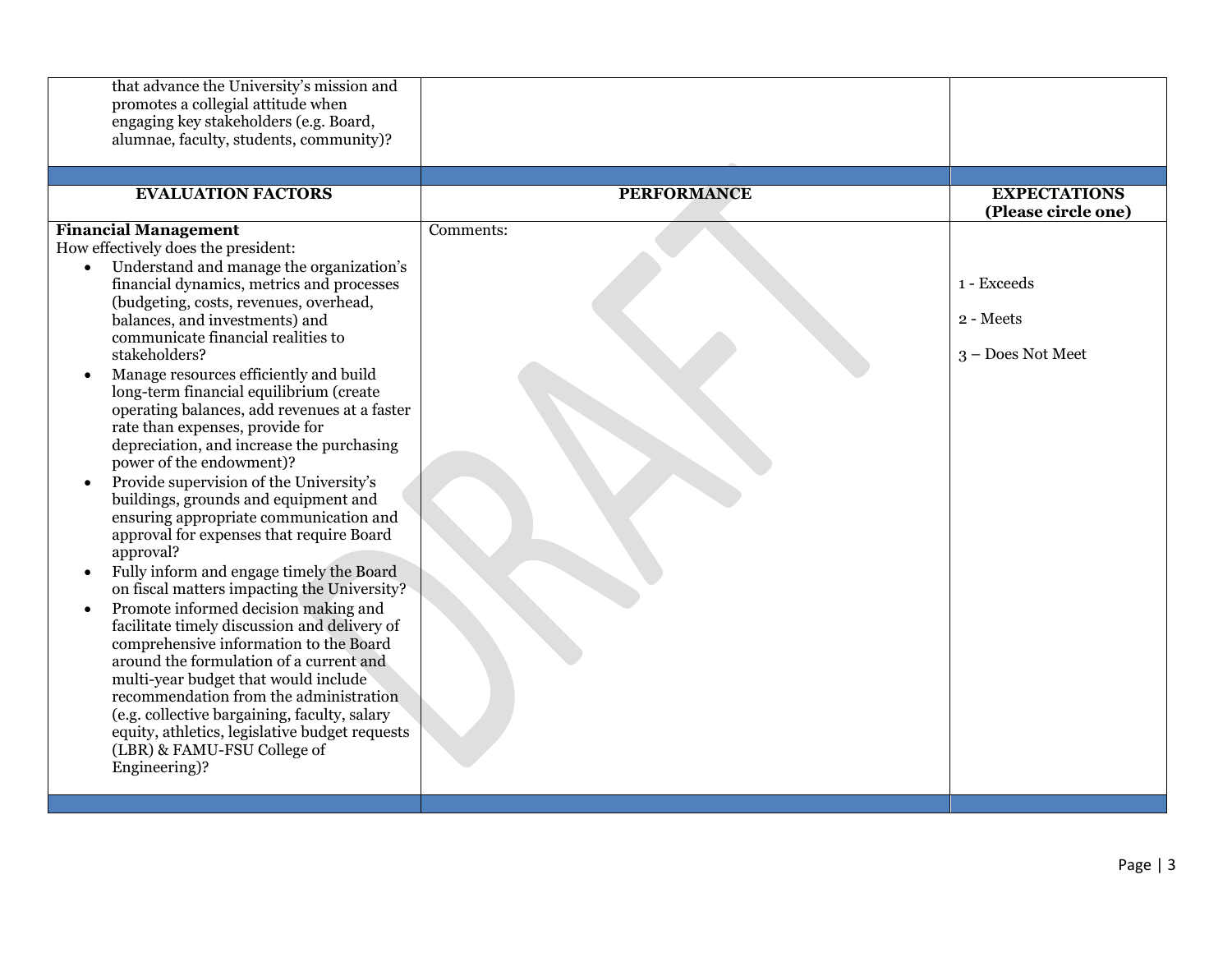| | | |
|---|---|---|
| that advance the University's mission and promotes a collegial attitude when engaging key stakeholders (e.g. Board, alumnae, faculty, students, community)? | | |
| | | |
| **EVALUATION FACTORS** | **PERFORMANCE** | **EXPECTATIONS (Please circle one)** |
| **Financial Management**<br>How effectively does the president:<br>• Understand and manage the organization's financial dynamics, metrics and processes (budgeting, costs, revenues, overhead, balances, and investments) and communicate financial realities to stakeholders?<br>• Manage resources efficiently and build long-term financial equilibrium (create operating balances, add revenues at a faster rate than expenses, provide for depreciation, and increase the purchasing power of the endowment)?<br>• Provide supervision of the University's buildings, grounds and equipment and ensuring appropriate communication and approval for expenses that require Board approval?<br>• Fully inform and engage timely the Board on fiscal matters impacting the University?<br>• Promote informed decision making and facilitate timely discussion and delivery of comprehensive information to the Board around the formulation of a current and multi-year budget that would include recommendation from the administration (e.g. collective bargaining, faculty, salary equity, athletics, legislative budget requests (LBR) & FAMU-FSU College of Engineering)? | Comments: | 1 - Exceeds<br><br>2 - Meets<br><br>3 – Does Not Meet |
| | | |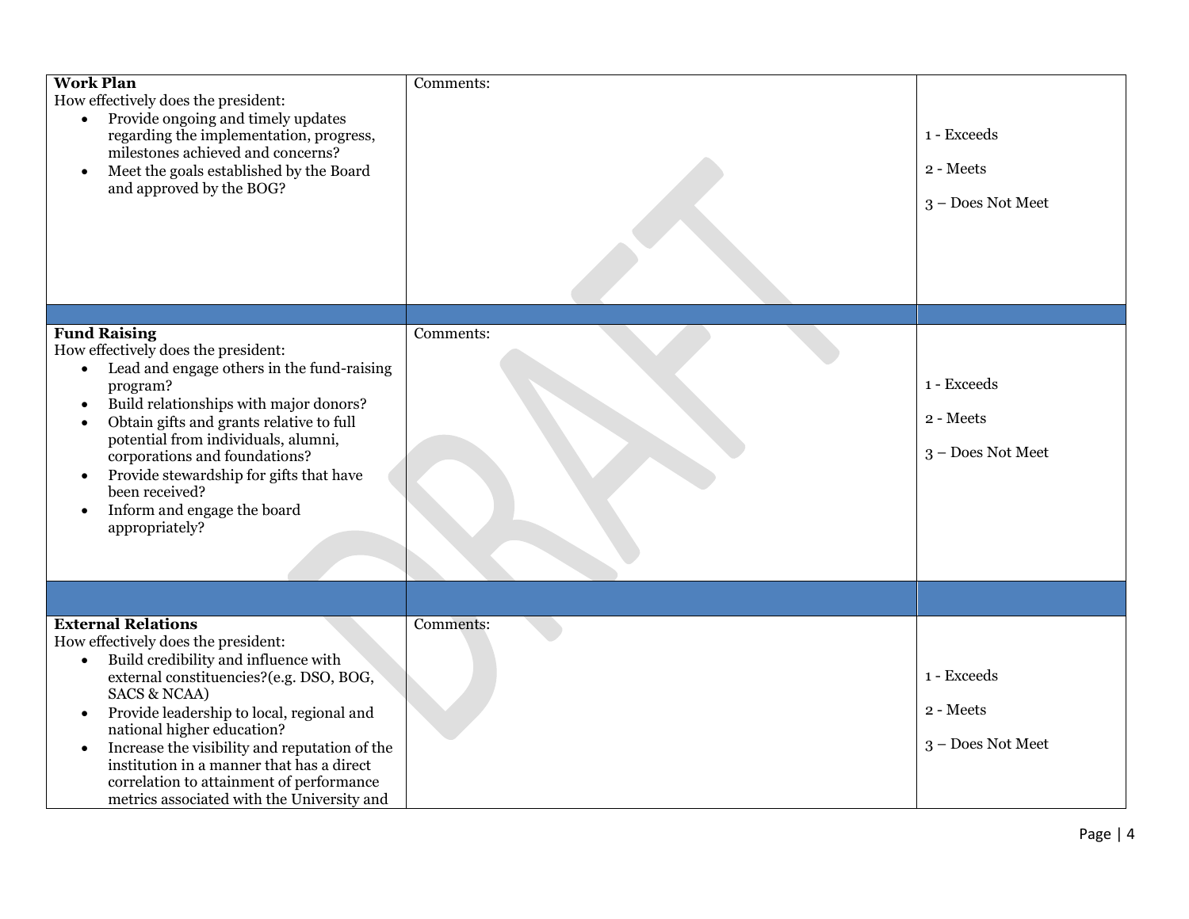| | | |
|---|---|---|
| **Work Plan**<br>How effectively does the president:<br>• Provide ongoing and timely updates regarding the implementation, progress, milestones achieved and concerns?<br>• Meet the goals established by the Board and approved by the BOG? | Comments: | 1 - Exceeds<br><br>2 - Meets<br><br>3 – Does Not Meet |
| | | |
| **Fund Raising**<br>How effectively does the president:<br>• Lead and engage others in the fund-raising program?<br>• Build relationships with major donors?<br>• Obtain gifts and grants relative to full potential from individuals, alumni, corporations and foundations?<br>• Provide stewardship for gifts that have been received?<br>• Inform and engage the board appropriately? | Comments: | 1 - Exceeds<br><br>2 - Meets<br><br>3 – Does Not Meet |
| | | |
| **External Relations**<br>How effectively does the president:<br>• Build credibility and influence with external constituencies?(e.g. DSO, BOG, SACS & NCAA)<br>• Provide leadership to local, regional and national higher education?<br>• Increase the visibility and reputation of the institution in a manner that has a direct correlation to attainment of performance metrics associated with the University and | Comments: | 1 - Exceeds<br><br>2 - Meets<br><br>3 – Does Not Meet |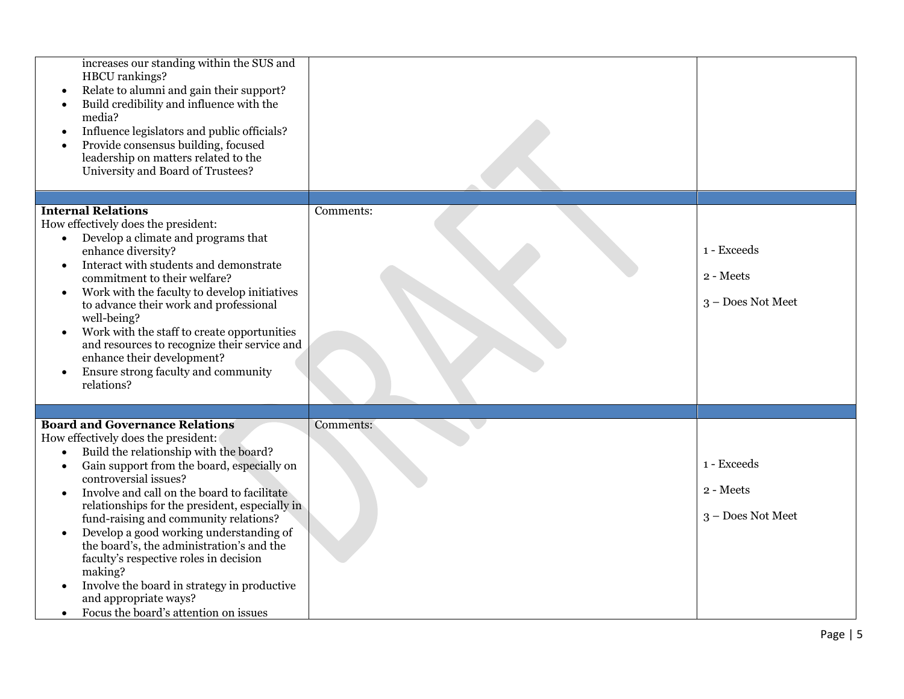| | | |
|---|---|---|
| increases our standing within the SUS and HBCU rankings?<br>• Relate to alumni and gain their support?<br>• Build credibility and influence with the media?<br>• Influence legislators and public officials?<br>• Provide consensus building, focused leadership on matters related to the University and Board of Trustees? | | |
| | | |
| **Internal Relations**<br>How effectively does the president:<br>• Develop a climate and programs that enhance diversity?<br>• Interact with students and demonstrate commitment to their welfare?<br>• Work with the faculty to develop initiatives to advance their work and professional well-being?<br>• Work with the staff to create opportunities and resources to recognize their service and enhance their development?<br>• Ensure strong faculty and community relations? | Comments: | 1 - Exceeds<br><br>2 - Meets<br><br>3 – Does Not Meet |
| | | |
| **Board and Governance Relations**<br>How effectively does the president:<br>• Build the relationship with the board?<br>• Gain support from the board, especially on controversial issues?<br>• Involve and call on the board to facilitate relationships for the president, especially in fund-raising and community relations?<br>• Develop a good working understanding of the board's, the administration's and the faculty's respective roles in decision making?<br>• Involve the board in strategy in productive and appropriate ways?<br>• Focus the board's attention on issues | Comments: | 1 - Exceeds<br><br>2 - Meets<br><br>3 – Does Not Meet |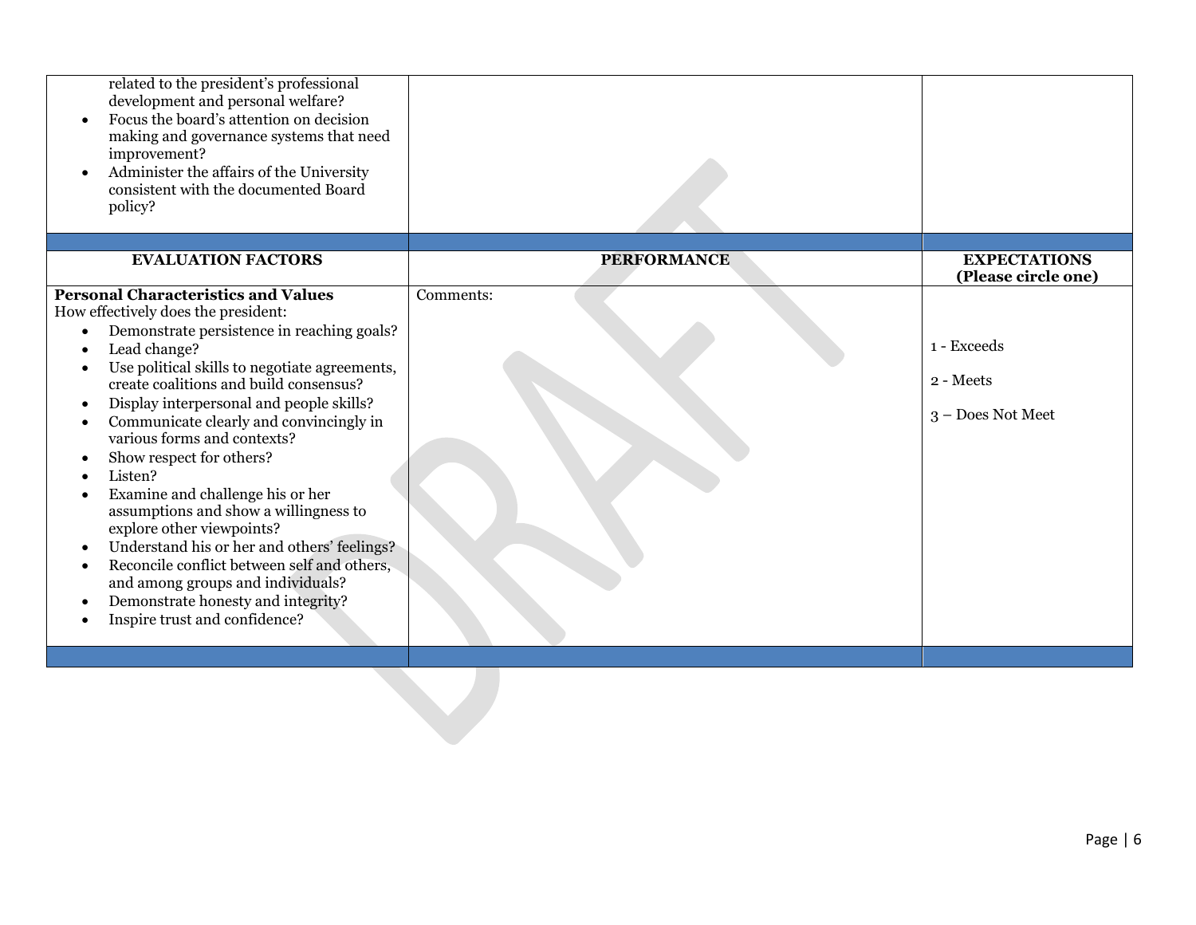| | | |
|---|---|---|
| related to the president's professional development and personal welfare?<br>• Focus the board's attention on decision making and governance systems that need improvement?<br>• Administer the affairs of the University consistent with the documented Board policy? | | |
| | | |
| **EVALUATION FACTORS** | **PERFORMANCE** | **EXPECTATIONS (Please circle one)** |
| **Personal Characteristics and Values**<br>How effectively does the president:<br>• Demonstrate persistence in reaching goals?<br>• Lead change?<br>• Use political skills to negotiate agreements, create coalitions and build consensus?<br>• Display interpersonal and people skills?<br>• Communicate clearly and convincingly in various forms and contexts?<br>• Show respect for others?<br>• Listen?<br>• Examine and challenge his or her assumptions and show a willingness to explore other viewpoints?<br>• Understand his or her and others' feelings?<br>• Reconcile conflict between self and others, and among groups and individuals?<br>• Demonstrate honesty and integrity?<br>• Inspire trust and confidence? | Comments: | 1 - Exceeds<br><br>2 - Meets<br><br>3 – Does Not Meet |
| | | |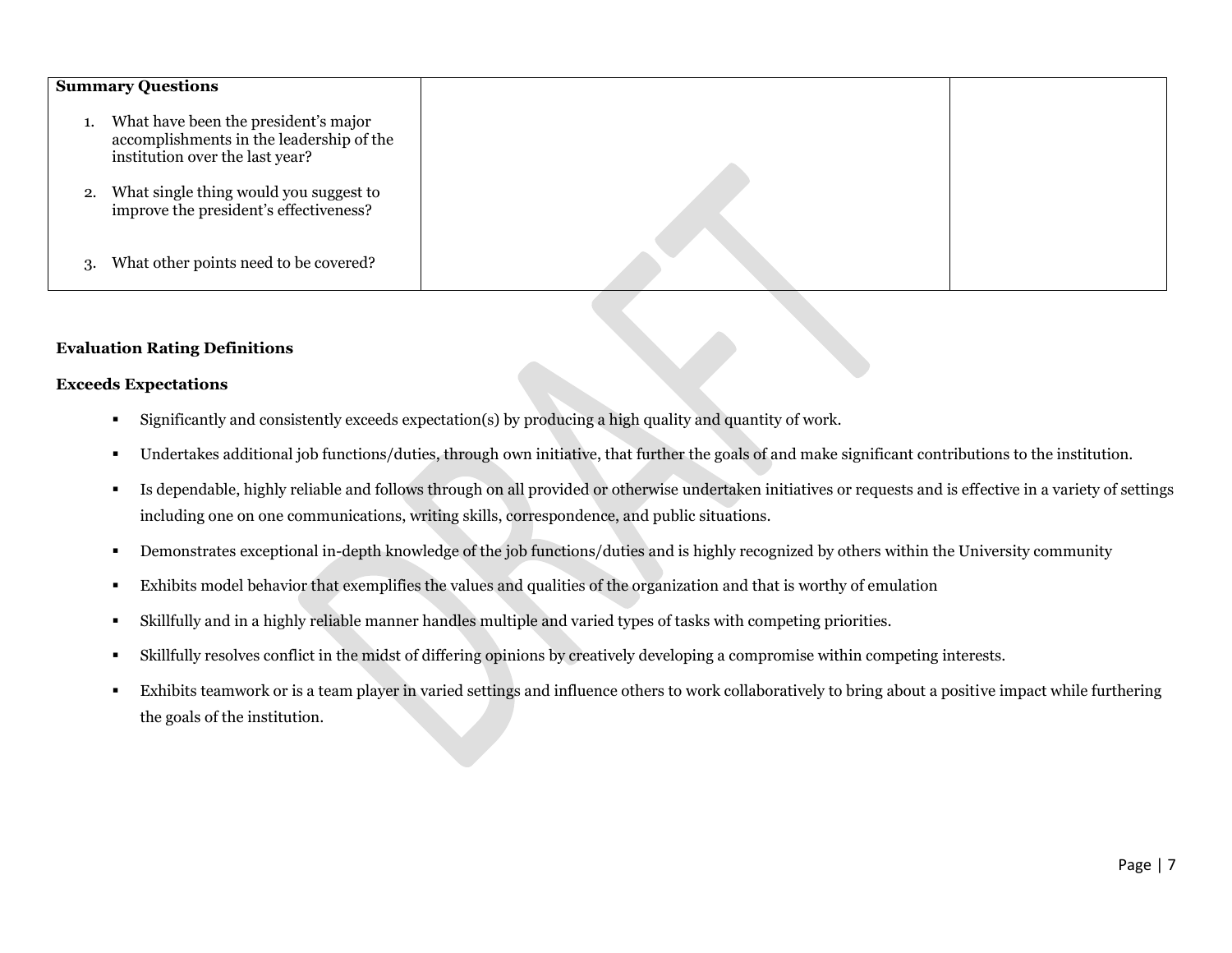| **Summary Questions**<br><br>1. What have been the president's major accomplishments in the leadership of the institution over the last year?<br><br>2. What single thing would you suggest to improve the president's effectiveness?<br><br>3. What other points need to be covered? | | |
|---|---|---|

**Evaluation Rating Definitions**

**Exceeds Expectations**

- Significantly and consistently exceeds expectation(s) by producing a high quality and quantity of work.
- Undertakes additional job functions/duties, through own initiative, that further the goals of and make significant contributions to the institution.
- Is dependable, highly reliable and follows through on all provided or otherwise undertaken initiatives or requests and is effective in a variety of settings including one on one communications, writing skills, correspondence, and public situations.
- Demonstrates exceptional in-depth knowledge of the job functions/duties and is highly recognized by others within the University community
- Exhibits model behavior that exemplifies the values and qualities of the organization and that is worthy of emulation
- Skillfully and in a highly reliable manner handles multiple and varied types of tasks with competing priorities.
- Skillfully resolves conflict in the midst of differing opinions by creatively developing a compromise within competing interests.
- Exhibits teamwork or is a team player in varied settings and influence others to work collaboratively to bring about a positive impact while furthering the goals of the institution.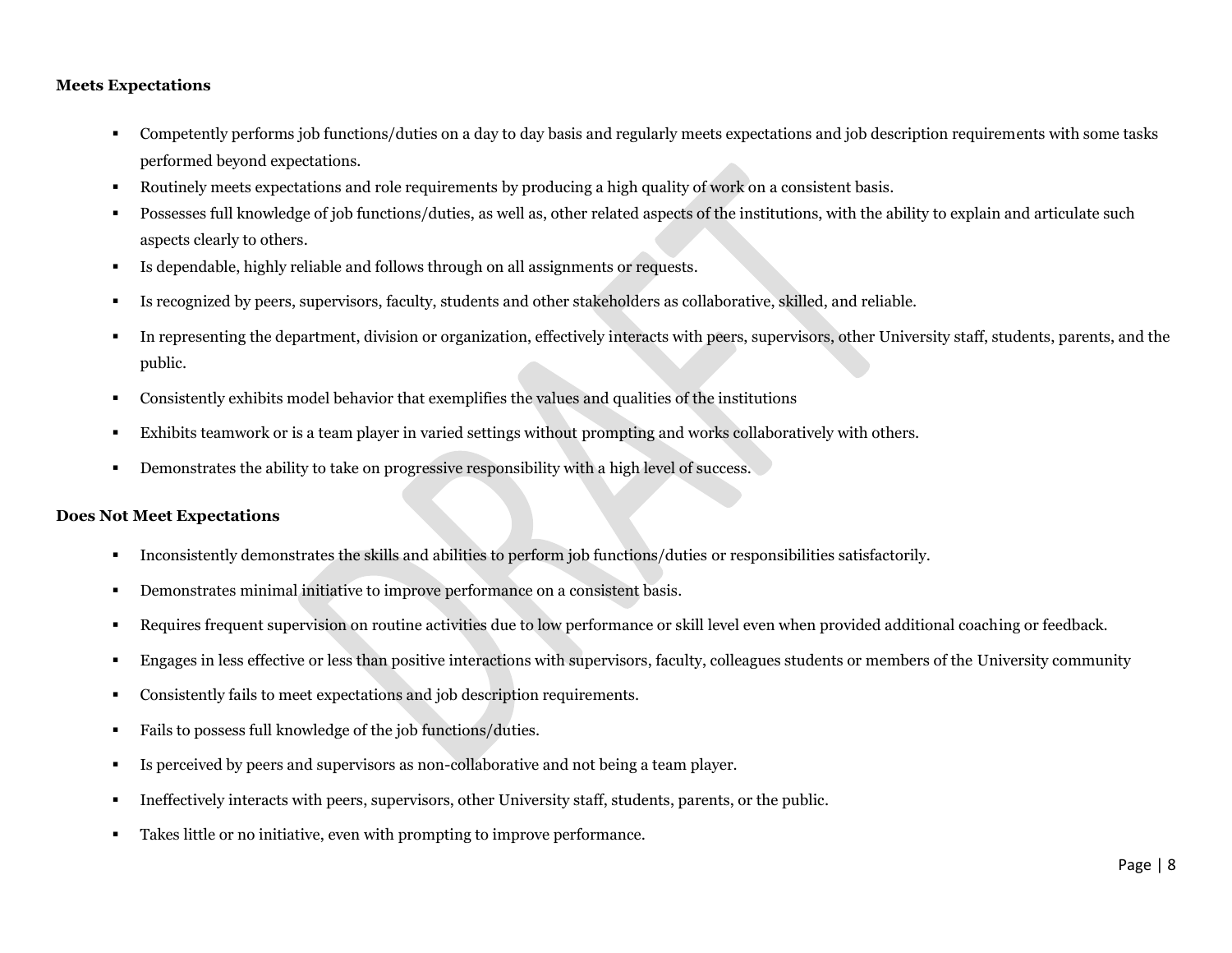**Meets Expectations**

- Competently performs job functions/duties on a day to day basis and regularly meets expectations and job description requirements with some tasks performed beyond expectations.
- Routinely meets expectations and role requirements by producing a high quality of work on a consistent basis.
- Possesses full knowledge of job functions/duties, as well as, other related aspects of the institutions, with the ability to explain and articulate such aspects clearly to others.
- Is dependable, highly reliable and follows through on all assignments or requests.
- Is recognized by peers, supervisors, faculty, students and other stakeholders as collaborative, skilled, and reliable.
- In representing the department, division or organization, effectively interacts with peers, supervisors, other University staff, students, parents, and the public.
- Consistently exhibits model behavior that exemplifies the values and qualities of the institutions
- Exhibits teamwork or is a team player in varied settings without prompting and works collaboratively with others.
- Demonstrates the ability to take on progressive responsibility with a high level of success.

**Does Not Meet Expectations**

- Inconsistently demonstrates the skills and abilities to perform job functions/duties or responsibilities satisfactorily.
- Demonstrates minimal initiative to improve performance on a consistent basis.
- Requires frequent supervision on routine activities due to low performance or skill level even when provided additional coaching or feedback.
- Engages in less effective or less than positive interactions with supervisors, faculty, colleagues students or members of the University community
- Consistently fails to meet expectations and job description requirements.
- Fails to possess full knowledge of the job functions/duties.
- Is perceived by peers and supervisors as non-collaborative and not being a team player.
- Ineffectively interacts with peers, supervisors, other University staff, students, parents, or the public.
- Takes little or no initiative, even with prompting to improve performance.